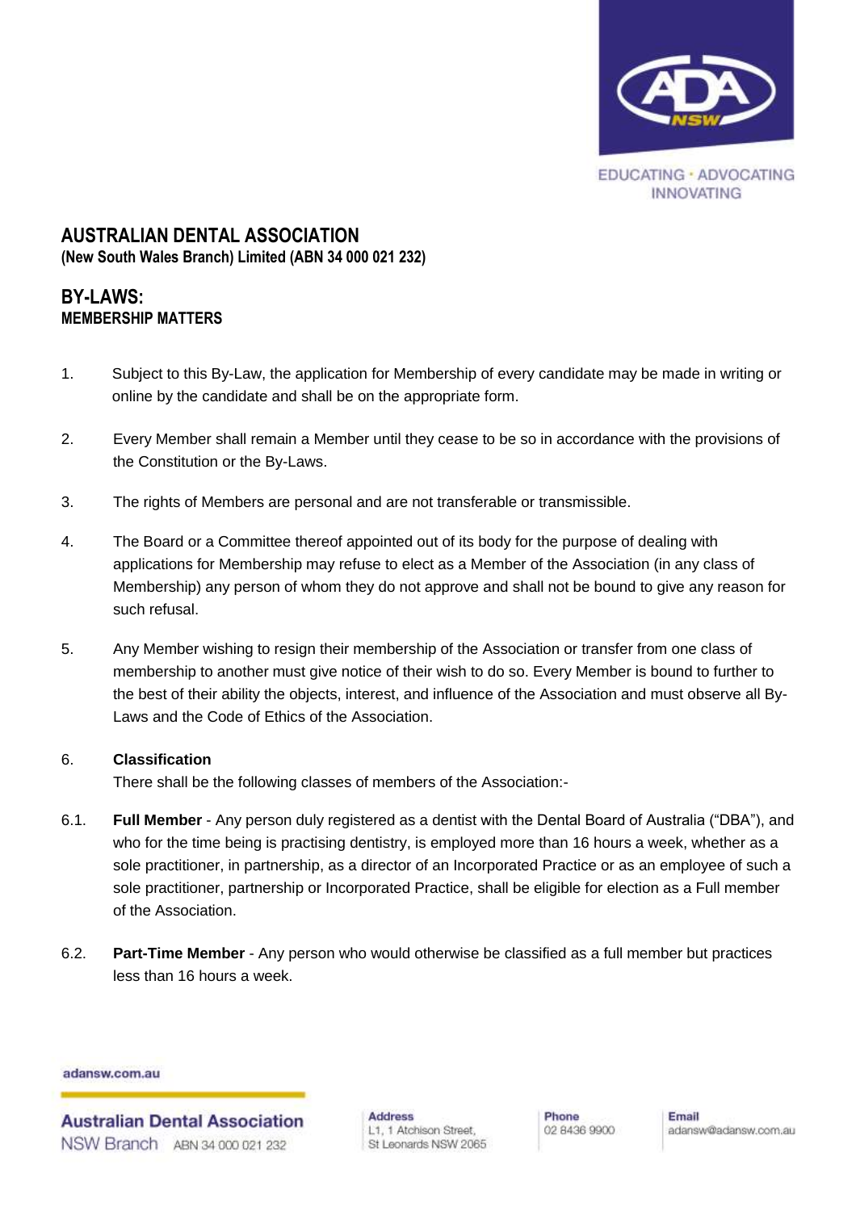# AUSTRALIAN DENTAL ASSOCIATION

**(New South Wales Branch) Limited (ABN 34 000 021 232)**

## BY-LAWS:

**MEMBERSHIP MATTERS**

1. Subject to this By-Law, the application for Membership of every candidate may be made in writing or online by the candidate and shall be on the appropriate form.

2. Every Member shall remain a Member until they cease to be so in accordance with the provisions of the Constitution or the By-Laws.

3. The rights of Members are personal and are not transferable or transmissible.

4. The Board or a Committee thereof appointed out of its body for the purpose of dealing with applications for Membership may refuse to elect as a Member of the Association (in any class of Membership) any person of whom they do not approve and shall not be bound to give any reason for such refusal.

5. Any Member wishing to resign their membership of the Association or transfer from one class of membership to another must give notice of their wish to do so. Every Member is bound to further to the best of their ability the objects, interest, and influence of the Association and must observe all By-Laws and the Code of Ethics of the Association.

6. **Classification**

   There shall be the following classes of members of the Association:-

6.1. **Full Member** - Any person duly registered as a dentist with the Dental Board of Australia ("DBA"), and who for the time being is practising dentistry, is employed more than 16 hours a week, whether as a sole practitioner, in partnership, as a director of an Incorporated Practice or as an employee of such a sole practitioner, partnership or Incorporated Practice, shall be eligible for election as a Full member of the Association.

6.2. **Part-Time Member** - Any person who would otherwise be classified as a full member but practices less than 16 hours a week.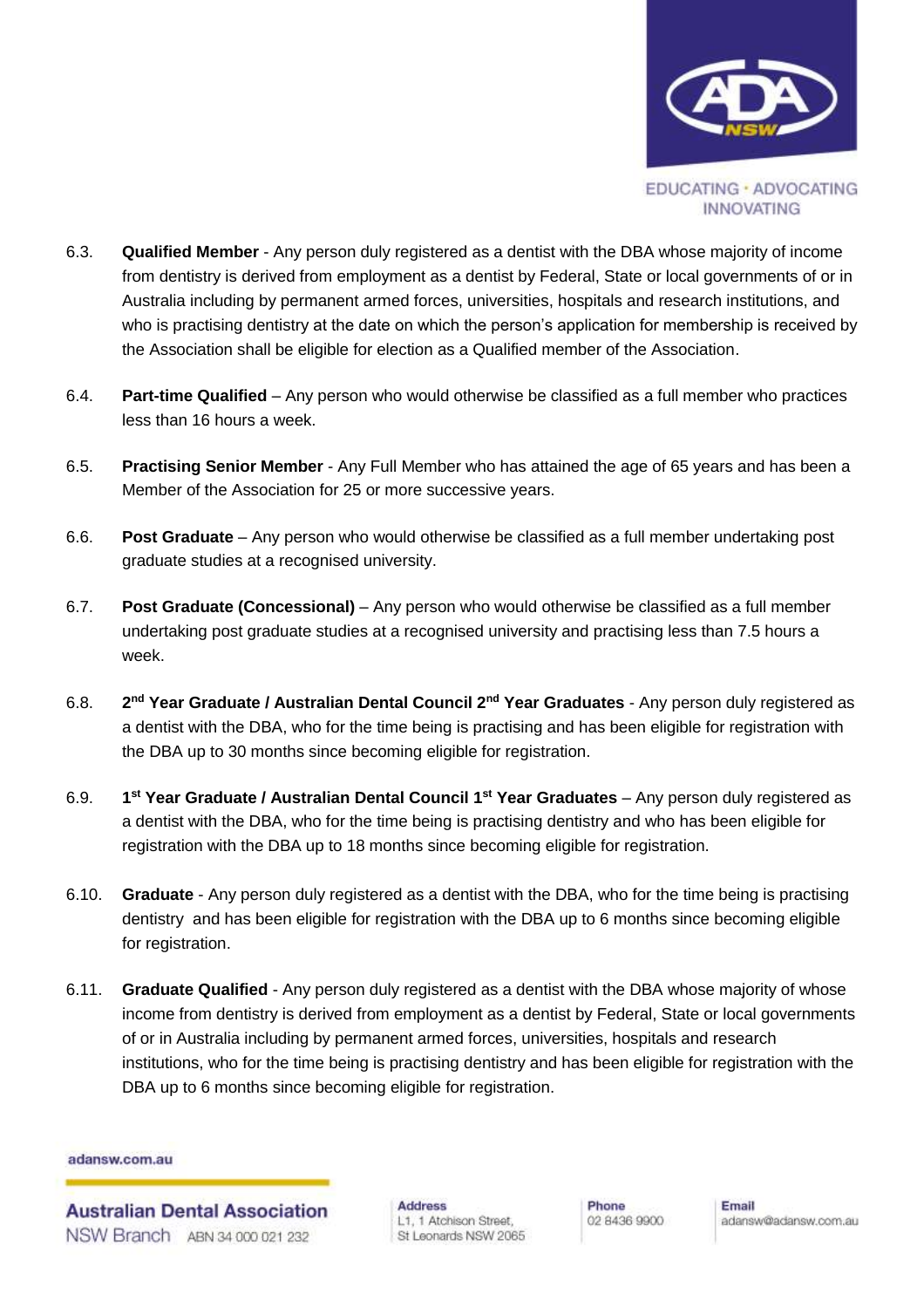6.3. **Qualified Member** - Any person duly registered as a dentist with the DBA whose majority of income from dentistry is derived from employment as a dentist by Federal, State or local governments of or in Australia including by permanent armed forces, universities, hospitals and research institutions, and who is practising dentistry at the date on which the person's application for membership is received by the Association shall be eligible for election as a Qualified member of the Association.

6.4. **Part-time Qualified** – Any person who would otherwise be classified as a full member who practices less than 16 hours a week.

6.5. **Practising Senior Member** - Any Full Member who has attained the age of 65 years and has been a Member of the Association for 25 or more successive years.

6.6. **Post Graduate** – Any person who would otherwise be classified as a full member undertaking post graduate studies at a recognised university.

6.7. **Post Graduate (Concessional)** – Any person who would otherwise be classified as a full member undertaking post graduate studies at a recognised university and practising less than 7.5 hours a week.

6.8. **2nd Year Graduate / Australian Dental Council 2nd Year Graduates** - Any person duly registered as a dentist with the DBA, who for the time being is practising and has been eligible for registration with the DBA up to 30 months since becoming eligible for registration.

6.9. **1st Year Graduate / Australian Dental Council 1st Year Graduates** – Any person duly registered as a dentist with the DBA, who for the time being is practising dentistry and who has been eligible for registration with the DBA up to 18 months since becoming eligible for registration.

6.10. **Graduate** - Any person duly registered as a dentist with the DBA, who for the time being is practising dentistry and has been eligible for registration with the DBA up to 6 months since becoming eligible for registration.

6.11. **Graduate Qualified** - Any person duly registered as a dentist with the DBA whose majority of whose income from dentistry is derived from employment as a dentist by Federal, State or local governments of or in Australia including by permanent armed forces, universities, hospitals and research institutions, who for the time being is practising dentistry and has been eligible for registration with the DBA up to 6 months since becoming eligible for registration.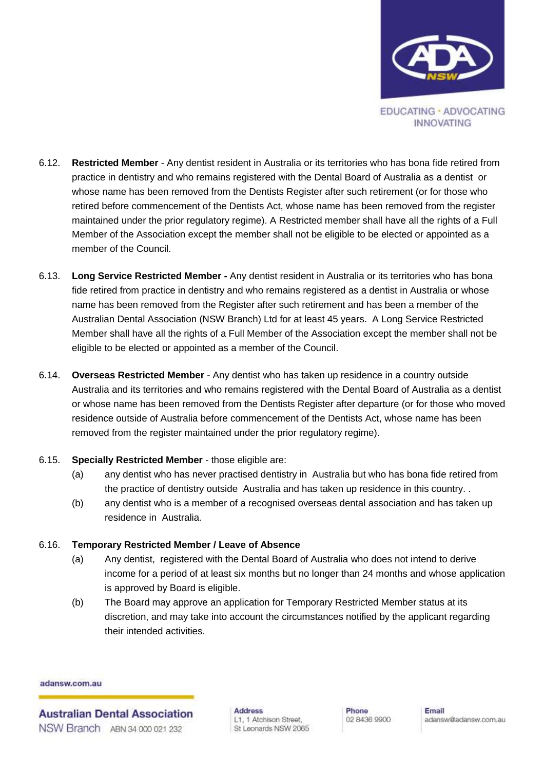6.12. **Restricted Member** - Any dentist resident in Australia or its territories who has bona fide retired from practice in dentistry and who remains registered with the Dental Board of Australia as a dentist or whose name has been removed from the Dentists Register after such retirement (or for those who retired before commencement of the Dentists Act, whose name has been removed from the register maintained under the prior regulatory regime). A Restricted member shall have all the rights of a Full Member of the Association except the member shall not be eligible to be elected or appointed as a member of the Council.

6.13. **Long Service Restricted Member -** Any dentist resident in Australia or its territories who has bona fide retired from practice in dentistry and who remains registered as a dentist in Australia or whose name has been removed from the Register after such retirement and has been a member of the Australian Dental Association (NSW Branch) Ltd for at least 45 years. A Long Service Restricted Member shall have all the rights of a Full Member of the Association except the member shall not be eligible to be elected or appointed as a member of the Council.

6.14. **Overseas Restricted Member** - Any dentist who has taken up residence in a country outside Australia and its territories and who remains registered with the Dental Board of Australia as a dentist or whose name has been removed from the Dentists Register after departure (or for those who moved residence outside of Australia before commencement of the Dentists Act, whose name has been removed from the register maintained under the prior regulatory regime).

6.15. **Specially Restricted Member** - those eligible are:

(a) any dentist who has never practised dentistry in Australia but who has bona fide retired from the practice of dentistry outside Australia and has taken up residence in this country. .

(b) any dentist who is a member of a recognised overseas dental association and has taken up residence in Australia.

6.16. **Temporary Restricted Member / Leave of Absence**

(a) Any dentist, registered with the Dental Board of Australia who does not intend to derive income for a period of at least six months but no longer than 24 months and whose application is approved by Board is eligible.

(b) The Board may approve an application for Temporary Restricted Member status at its discretion, and may take into account the circumstances notified by the applicant regarding their intended activities.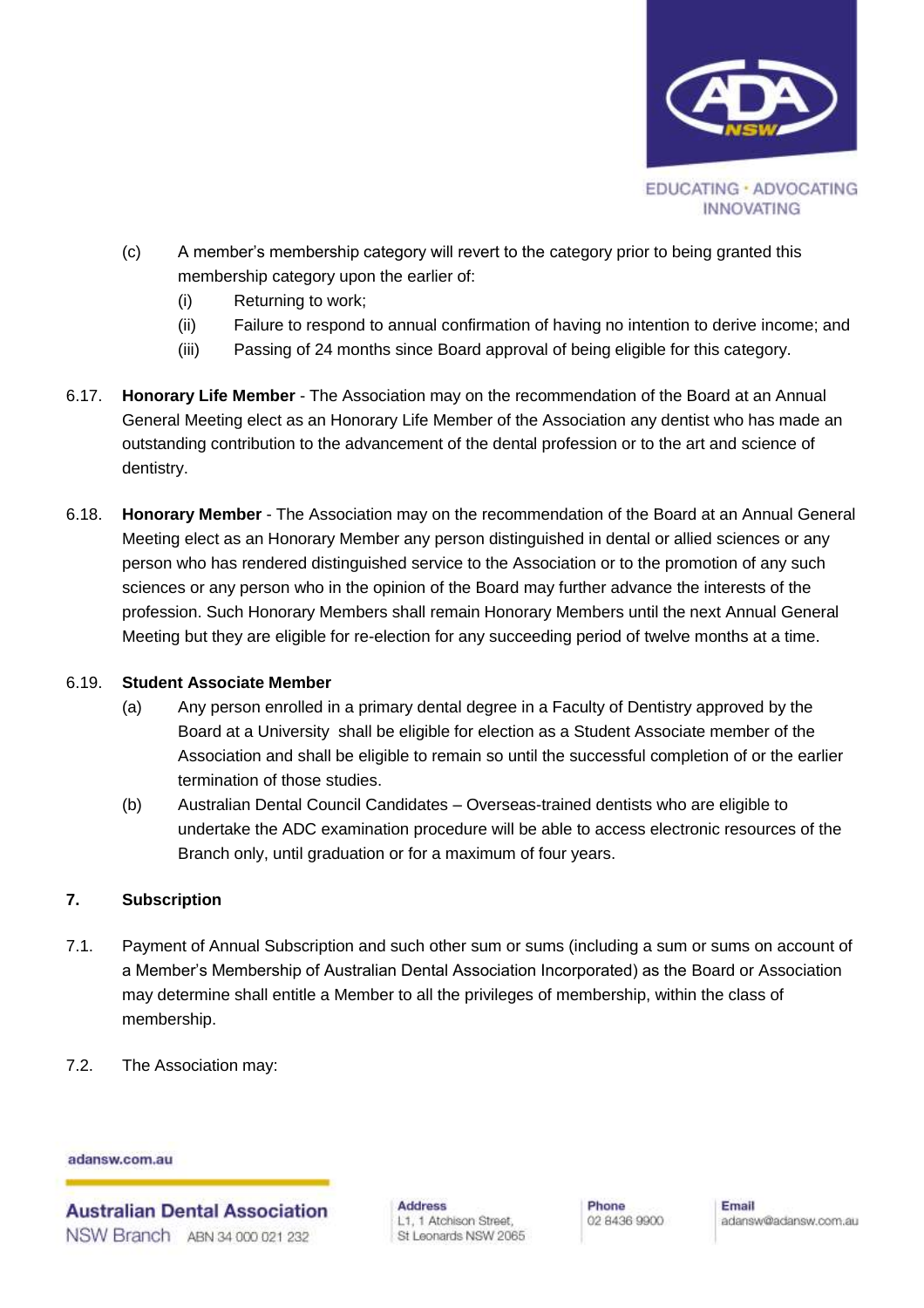(c) A member's membership category will revert to the category prior to being granted this membership category upon the earlier of:

   (i) Returning to work;

   (ii) Failure to respond to annual confirmation of having no intention to derive income; and

   (iii) Passing of 24 months since Board approval of being eligible for this category.

6.17. **Honorary Life Member** - The Association may on the recommendation of the Board at an Annual General Meeting elect as an Honorary Life Member of the Association any dentist who has made an outstanding contribution to the advancement of the dental profession or to the art and science of dentistry.

6.18. **Honorary Member** - The Association may on the recommendation of the Board at an Annual General Meeting elect as an Honorary Member any person distinguished in dental or allied sciences or any person who has rendered distinguished service to the Association or to the promotion of any such sciences or any person who in the opinion of the Board may further advance the interests of the profession. Such Honorary Members shall remain Honorary Members until the next Annual General Meeting but they are eligible for re-election for any succeeding period of twelve months at a time.

6.19. **Student Associate Member**

(a) Any person enrolled in a primary dental degree in a Faculty of Dentistry approved by the Board at a University shall be eligible for election as a Student Associate member of the Association and shall be eligible to remain so until the successful completion of or the earlier termination of those studies.

(b) Australian Dental Council Candidates – Overseas-trained dentists who are eligible to undertake the ADC examination procedure will be able to access electronic resources of the Branch only, until graduation or for a maximum of four years.

## 7. Subscription

7.1. Payment of Annual Subscription and such other sum or sums (including a sum or sums on account of a Member's Membership of Australian Dental Association Incorporated) as the Board or Association may determine shall entitle a Member to all the privileges of membership, within the class of membership.

7.2. The Association may: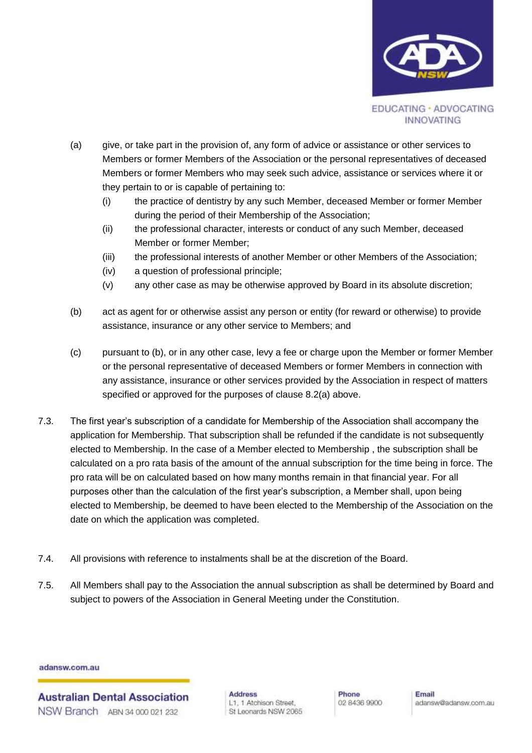(a) give, or take part in the provision of, any form of advice or assistance or other services to Members or former Members of the Association or the personal representatives of deceased Members or former Members who may seek such advice, assistance or services where it or they pertain to or is capable of pertaining to:

    (i) the practice of dentistry by any such Member, deceased Member or former Member during the period of their Membership of the Association;

    (ii) the professional character, interests or conduct of any such Member, deceased Member or former Member;

    (iii) the professional interests of another Member or other Members of the Association;

    (iv) a question of professional principle;

    (v) any other case as may be otherwise approved by Board in its absolute discretion;

(b) act as agent for or otherwise assist any person or entity (for reward or otherwise) to provide assistance, insurance or any other service to Members; and

(c) pursuant to (b), or in any other case, levy a fee or charge upon the Member or former Member or the personal representative of deceased Members or former Members in connection with any assistance, insurance or other services provided by the Association in respect of matters specified or approved for the purposes of clause 8.2(a) above.

7.3. The first year's subscription of a candidate for Membership of the Association shall accompany the application for Membership. That subscription shall be refunded if the candidate is not subsequently elected to Membership. In the case of a Member elected to Membership , the subscription shall be calculated on a pro rata basis of the amount of the annual subscription for the time being in force. The pro rata will be on calculated based on how many months remain in that financial year. For all purposes other than the calculation of the first year's subscription, a Member shall, upon being elected to Membership, be deemed to have been elected to the Membership of the Association on the date on which the application was completed.

7.4. All provisions with reference to instalments shall be at the discretion of the Board.

7.5. All Members shall pay to the Association the annual subscription as shall be determined by Board and subject to powers of the Association in General Meeting under the Constitution.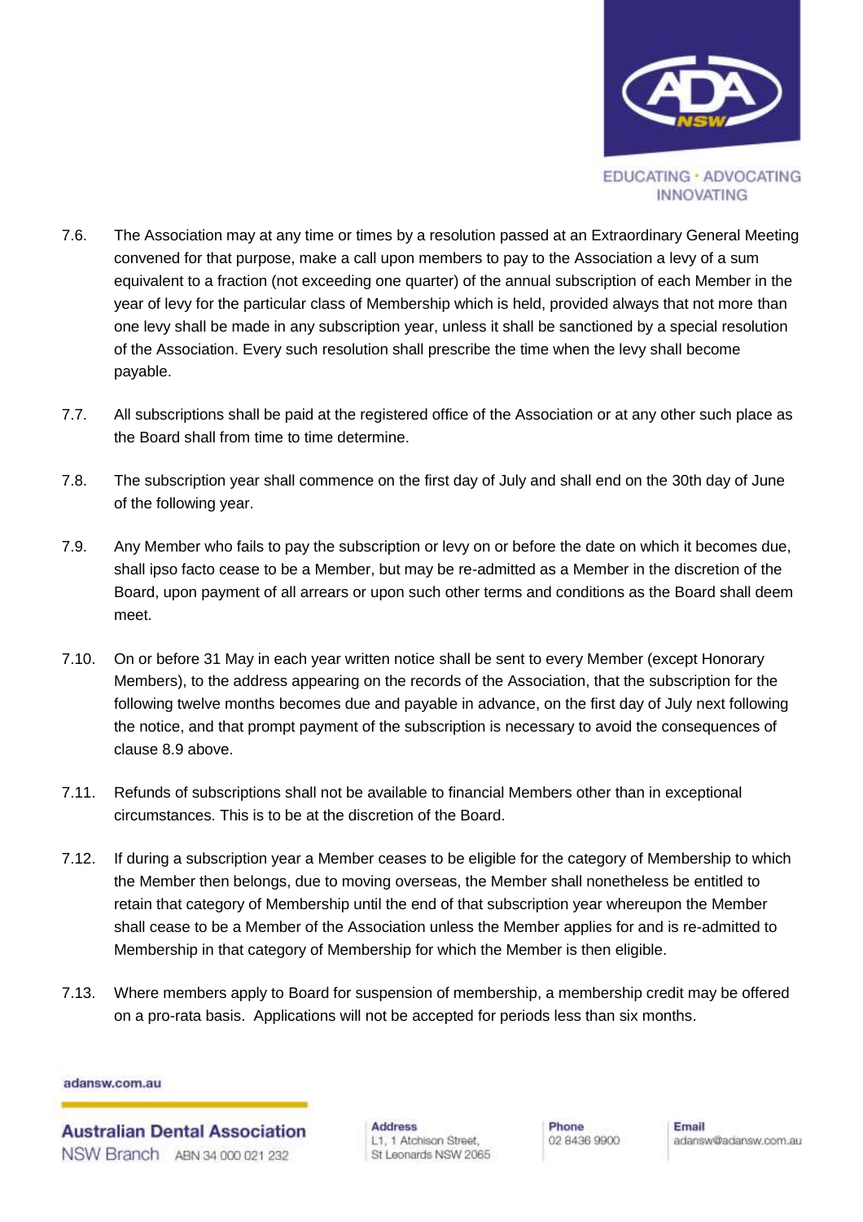7.6. The Association may at any time or times by a resolution passed at an Extraordinary General Meeting convened for that purpose, make a call upon members to pay to the Association a levy of a sum equivalent to a fraction (not exceeding one quarter) of the annual subscription of each Member in the year of levy for the particular class of Membership which is held, provided always that not more than one levy shall be made in any subscription year, unless it shall be sanctioned by a special resolution of the Association. Every such resolution shall prescribe the time when the levy shall become payable.

7.7. All subscriptions shall be paid at the registered office of the Association or at any other such place as the Board shall from time to time determine.

7.8. The subscription year shall commence on the first day of July and shall end on the 30th day of June of the following year.

7.9. Any Member who fails to pay the subscription or levy on or before the date on which it becomes due, shall ipso facto cease to be a Member, but may be re-admitted as a Member in the discretion of the Board, upon payment of all arrears or upon such other terms and conditions as the Board shall deem meet.

7.10. On or before 31 May in each year written notice shall be sent to every Member (except Honorary Members), to the address appearing on the records of the Association, that the subscription for the following twelve months becomes due and payable in advance, on the first day of July next following the notice, and that prompt payment of the subscription is necessary to avoid the consequences of clause 8.9 above.

7.11. Refunds of subscriptions shall not be available to financial Members other than in exceptional circumstances. This is to be at the discretion of the Board.

7.12. If during a subscription year a Member ceases to be eligible for the category of Membership to which the Member then belongs, due to moving overseas, the Member shall nonetheless be entitled to retain that category of Membership until the end of that subscription year whereupon the Member shall cease to be a Member of the Association unless the Member applies for and is re-admitted to Membership in that category of Membership for which the Member is then eligible.

7.13. Where members apply to Board for suspension of membership, a membership credit may be offered on a pro-rata basis. Applications will not be accepted for periods less than six months.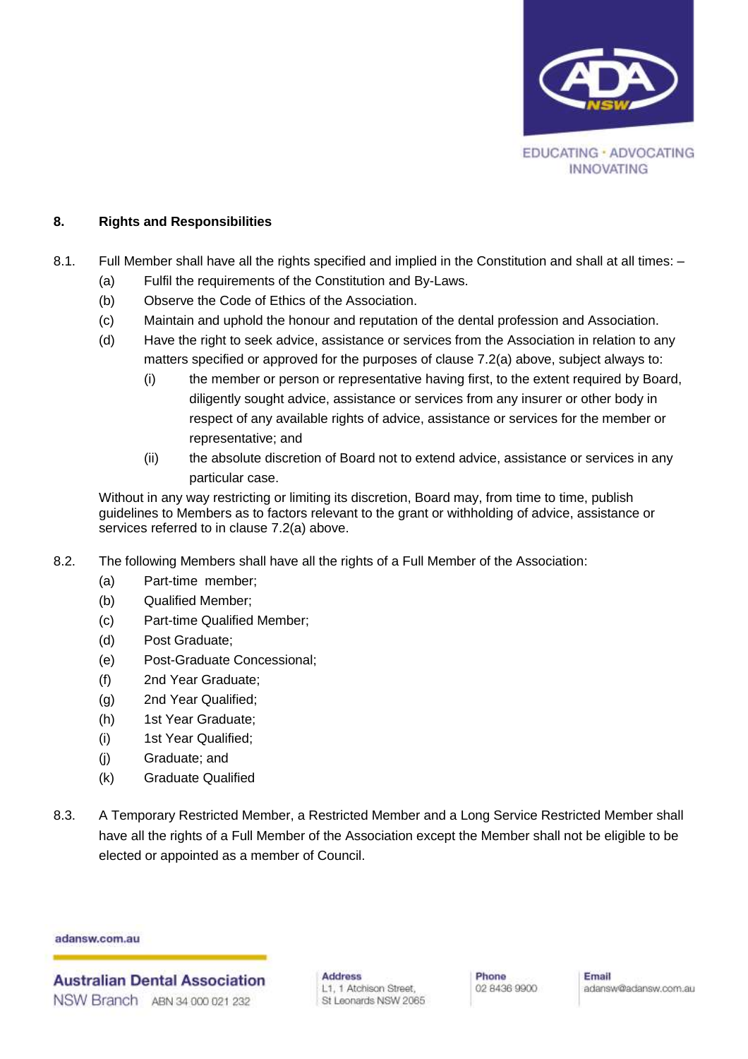## 8. Rights and Responsibilities

8.1. Full Member shall have all the rights specified and implied in the Constitution and shall at all times: –

(a) Fulfil the requirements of the Constitution and By-Laws.

(b) Observe the Code of Ethics of the Association.

(c) Maintain and uphold the honour and reputation of the dental profession and Association.

(d) Have the right to seek advice, assistance or services from the Association in relation to any matters specified or approved for the purposes of clause 7.2(a) above, subject always to:

   (i) the member or person or representative having first, to the extent required by Board, diligently sought advice, assistance or services from any insurer or other body in respect of any available rights of advice, assistance or services for the member or representative; and

   (ii) the absolute discretion of Board not to extend advice, assistance or services in any particular case.

Without in any way restricting or limiting its discretion, Board may, from time to time, publish guidelines to Members as to factors relevant to the grant or withholding of advice, assistance or services referred to in clause 7.2(a) above.

8.2. The following Members shall have all the rights of a Full Member of the Association:

(a) Part-time member;

(b) Qualified Member;

(c) Part-time Qualified Member;

(d) Post Graduate;

(e) Post-Graduate Concessional;

(f) 2nd Year Graduate;

(g) 2nd Year Qualified;

(h) 1st Year Graduate;

(i) 1st Year Qualified;

(j) Graduate; and

(k) Graduate Qualified

8.3. A Temporary Restricted Member, a Restricted Member and a Long Service Restricted Member shall have all the rights of a Full Member of the Association except the Member shall not be eligible to be elected or appointed as a member of Council.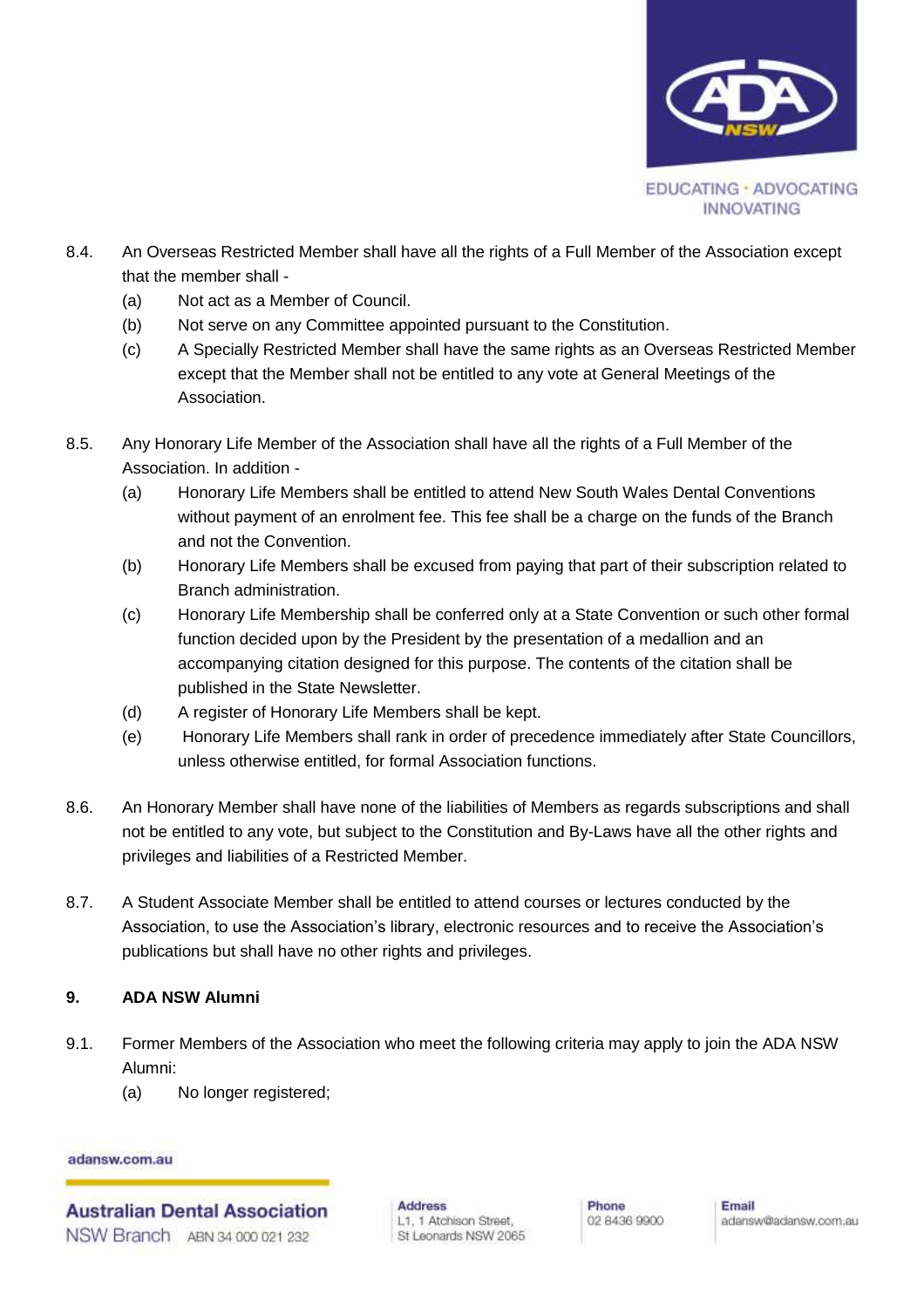8.4. An Overseas Restricted Member shall have all the rights of a Full Member of the Association except that the member shall -

(a) Not act as a Member of Council.

(b) Not serve on any Committee appointed pursuant to the Constitution.

(c) A Specially Restricted Member shall have the same rights as an Overseas Restricted Member except that the Member shall not be entitled to any vote at General Meetings of the Association.

8.5. Any Honorary Life Member of the Association shall have all the rights of a Full Member of the Association. In addition -

(a) Honorary Life Members shall be entitled to attend New South Wales Dental Conventions without payment of an enrolment fee. This fee shall be a charge on the funds of the Branch and not the Convention.

(b) Honorary Life Members shall be excused from paying that part of their subscription related to Branch administration.

(c) Honorary Life Membership shall be conferred only at a State Convention or such other formal function decided upon by the President by the presentation of a medallion and an accompanying citation designed for this purpose. The contents of the citation shall be published in the State Newsletter.

(d) A register of Honorary Life Members shall be kept.

(e) Honorary Life Members shall rank in order of precedence immediately after State Councillors, unless otherwise entitled, for formal Association functions.

8.6. An Honorary Member shall have none of the liabilities of Members as regards subscriptions and shall not be entitled to any vote, but subject to the Constitution and By-Laws have all the other rights and privileges and liabilities of a Restricted Member.

8.7. A Student Associate Member shall be entitled to attend courses or lectures conducted by the Association, to use the Association's library, electronic resources and to receive the Association's publications but shall have no other rights and privileges.

## 9. ADA NSW Alumni

9.1. Former Members of the Association who meet the following criteria may apply to join the ADA NSW Alumni:

(a) No longer registered;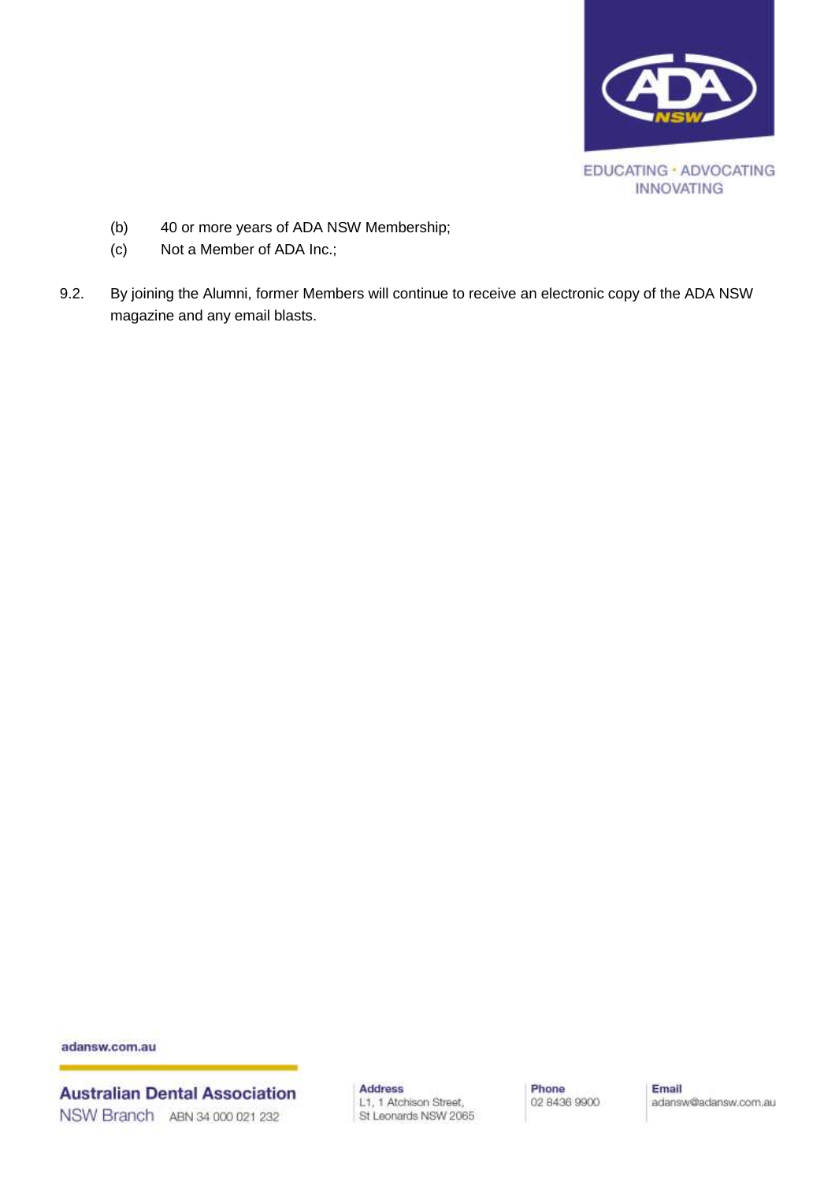(b) 40 or more years of ADA NSW Membership;

(c) Not a Member of ADA Inc.;

9.2. By joining the Alumni, former Members will continue to receive an electronic copy of the ADA NSW magazine and any email blasts.